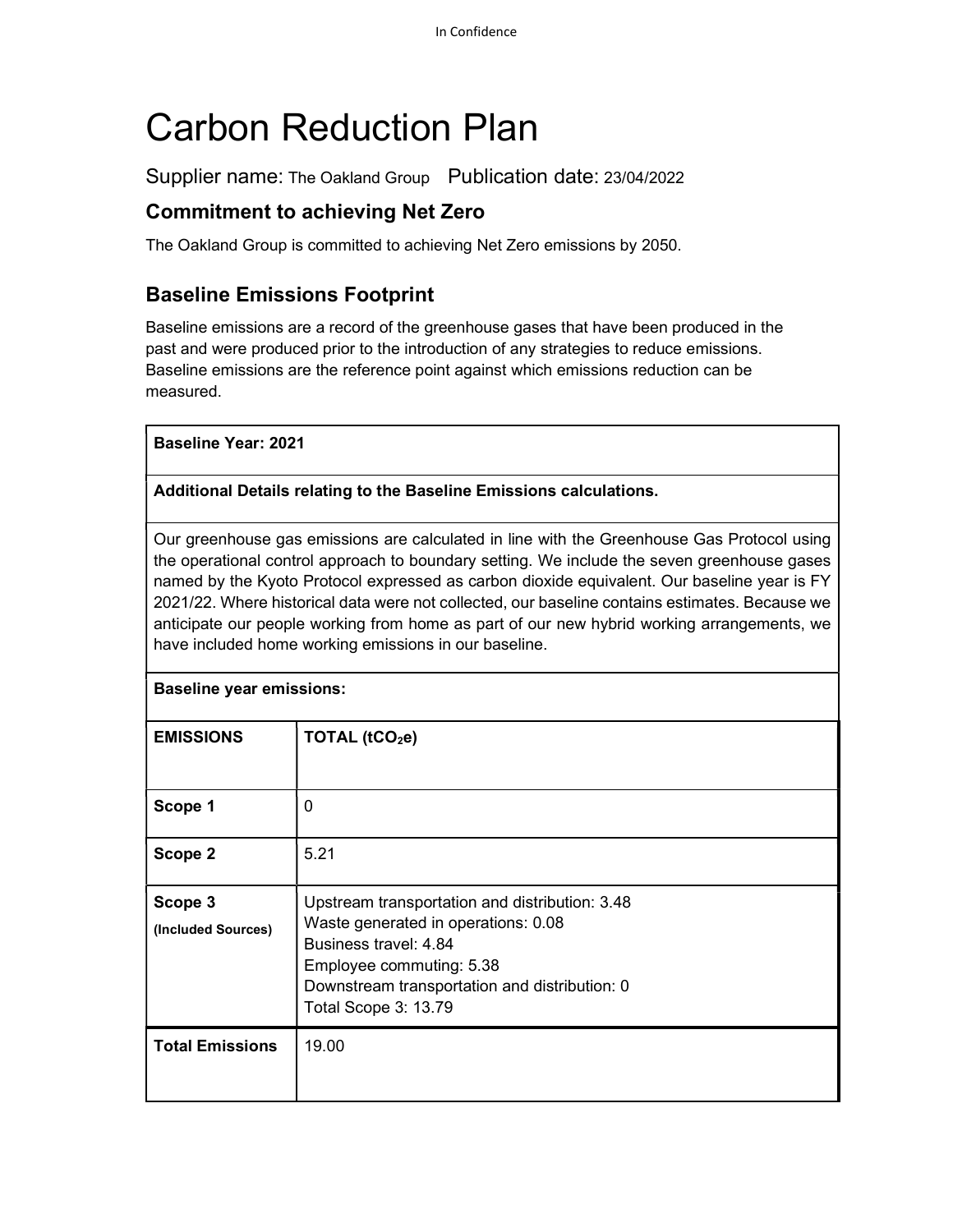# Carbon Reduction Plan

Supplier name: The Oakland Group  Publication date: 23/04/2022

## Commitment to achieving Net Zero

The Oakland Group is committed to achieving Net Zero emissions by 2050.

## Baseline Emissions Footprint

Baseline emissions are a record of the greenhouse gases that have been produced in the past and were produced prior to the introduction of any strategies to reduce emissions. Baseline emissions are the reference point against which emissions reduction can be measured.

**Baseline Year: 2021**

**Additional Details relating to the Baseline Emissions calculations.**

Our greenhouse gas emissions are calculated in line with the Greenhouse Gas Protocol using the operational control approach to boundary setting. We include the seven greenhouse gases named by the Kyoto Protocol expressed as carbon dioxide equivalent. Our baseline year is FY 2021/22. Where historical data were not collected, our baseline contains estimates. Because we anticipate our people working from home as part of our new hybrid working arrangements, we have included home working emissions in our baseline.

**Baseline year emissions:**

| EMISSIONS | TOTAL ($tCO_2e$) |
|---|---|
| **Scope 1** | 0 |
| **Scope 2** | 5.21 |
| **Scope 3** (Included Sources) | Upstream transportation and distribution: 3.48<br>Waste generated in operations: 0.08<br>Business travel: 4.84<br>Employee commuting: 5.38<br>Downstream transportation and distribution: 0<br>Total Scope 3: 13.79 |
| **Total Emissions** | 19.00 |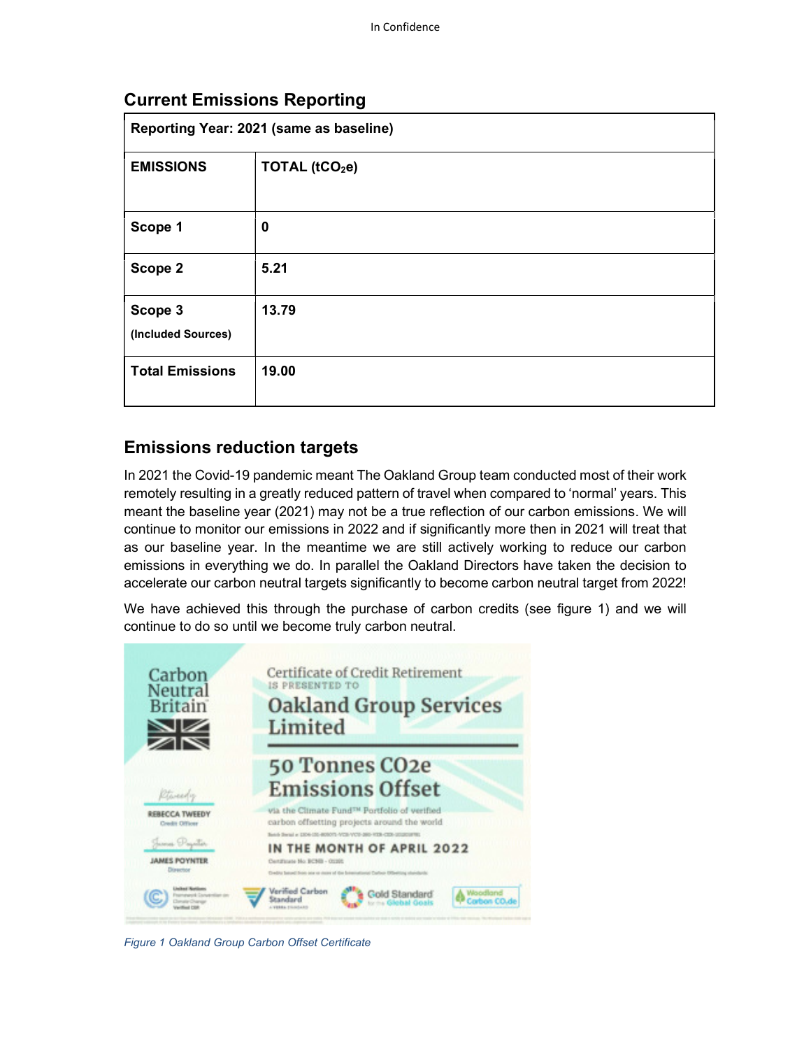## Current Emissions Reporting

| Reporting Year: 2021 (same as baseline) | |
|---|---|
| **EMISSIONS** | **TOTAL ($tCO_2e$)** |
| **Scope 1** | **0** |
| **Scope 2** | **5.21** |
| **Scope 3** (Included Sources) | **13.79** |
| **Total Emissions** | **19.00** |

## Emissions reduction targets

In 2021 the Covid-19 pandemic meant The Oakland Group team conducted most of their work remotely resulting in a greatly reduced pattern of travel when compared to 'normal' years. This meant the baseline year (2021) may not be a true reflection of our carbon emissions. We will continue to monitor our emissions in 2022 and if significantly more then in 2021 will treat that as our baseline year. In the meantime we are still actively working to reduce our carbon emissions in everything we do. In parallel the Oakland Directors have taken the decision to accelerate our carbon neutral targets significantly to become carbon neutral target from 2022!

We have achieved this through the purchase of carbon credits (see figure 1) and we will continue to do so until we become truly carbon neutral.

*Figure 1 Oakland Group Carbon Offset Certificate*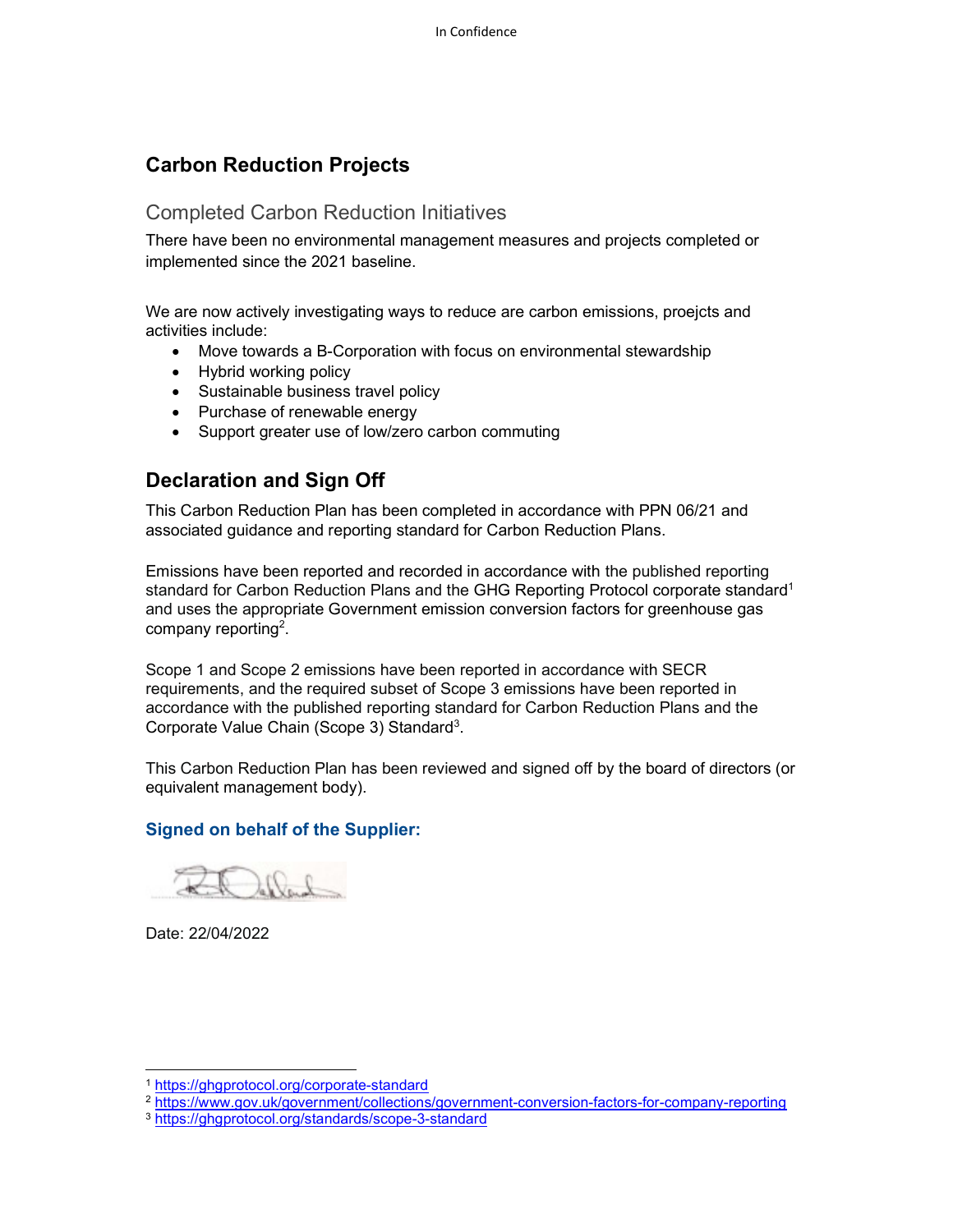## Carbon Reduction Projects

### Completed Carbon Reduction Initiatives

There have been no environmental management measures and projects completed or implemented since the 2021 baseline.

We are now actively investigating ways to reduce are carbon emissions, proejcts and activities include:

- Move towards a B-Corporation with focus on environmental stewardship
- Hybrid working policy
- Sustainable business travel policy
- Purchase of renewable energy
- Support greater use of low/zero carbon commuting

## Declaration and Sign Off

This Carbon Reduction Plan has been completed in accordance with PPN 06/21 and associated guidance and reporting standard for Carbon Reduction Plans.

Emissions have been reported and recorded in accordance with the published reporting standard for Carbon Reduction Plans and the GHG Reporting Protocol corporate standard[1] and uses the appropriate Government emission conversion factors for greenhouse gas company reporting[2].

Scope 1 and Scope 2 emissions have been reported in accordance with SECR requirements, and the required subset of Scope 3 emissions have been reported in accordance with the published reporting standard for Carbon Reduction Plans and the Corporate Value Chain (Scope 3) Standard[3].

This Carbon Reduction Plan has been reviewed and signed off by the board of directors (or equivalent management body).

**Signed on behalf of the Supplier:**

Date: 22/04/2022

---

[1] https://ghgprotocol.org/corporate-standard

[2] https://www.gov.uk/government/collections/government-conversion-factors-for-company-reporting

[3] https://ghgprotocol.org/standards/scope-3-standard